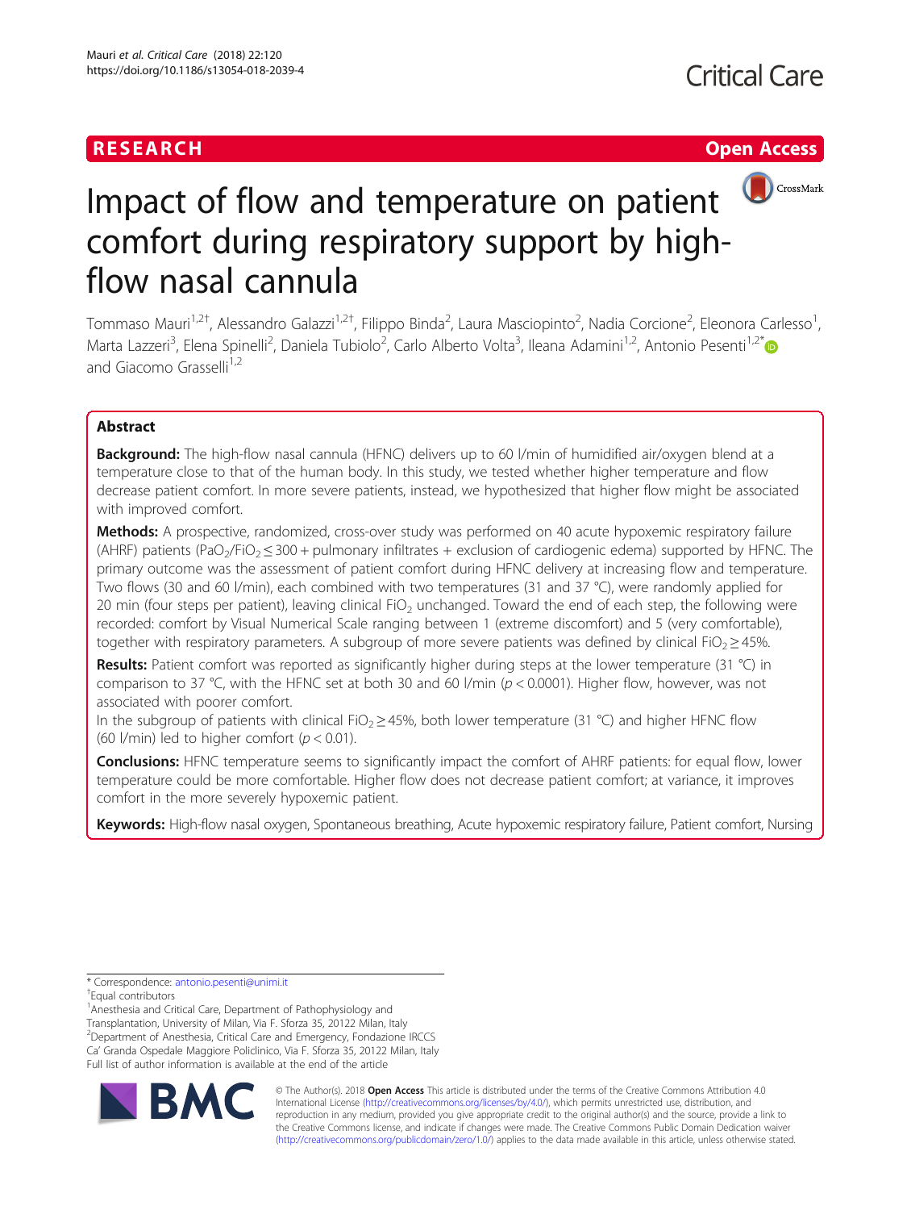RESEARCH

Open Access

# Impact of flow and temperature on patient comfort during respiratory support by high-flow nasal cannula

Tommaso Mauri[1,2†], Alessandro Galazzi[1,2†], Filippo Binda[2], Laura Masciopinto[2], Nadia Corcione[2], Eleonora Carlesso[1], Marta Lazzeri[3], Elena Spinelli[2], Daniela Tubiolo[2], Carlo Alberto Volta[3], Ileana Adamini[1,2], Antonio Pesenti[1,2*] and Giacomo Grasselli[1,2]

## Abstract

**Background:** The high-flow nasal cannula (HFNC) delivers up to 60 l/min of humidified air/oxygen blend at a temperature close to that of the human body. In this study, we tested whether higher temperature and flow decrease patient comfort. In more severe patients, instead, we hypothesized that higher flow might be associated with improved comfort.

**Methods:** A prospective, randomized, cross-over study was performed on 40 acute hypoxemic respiratory failure (AHRF) patients ($PaO_2/FiO_2 \leq 300$ + pulmonary infiltrates + exclusion of cardiogenic edema) supported by HFNC. The primary outcome was the assessment of patient comfort during HFNC delivery at increasing flow and temperature. Two flows (30 and 60 l/min), each combined with two temperatures (31 and 37 °C), were randomly applied for 20 min (four steps per patient), leaving clinical $FiO_2$ unchanged. Toward the end of each step, the following were recorded: comfort by Visual Numerical Scale ranging between 1 (extreme discomfort) and 5 (very comfortable), together with respiratory parameters. A subgroup of more severe patients was defined by clinical $FiO_2 \geq 45\%$.

**Results:** Patient comfort was reported as significantly higher during steps at the lower temperature (31 °C) in comparison to 37 °C, with the HFNC set at both 30 and 60 l/min ($p < 0.0001$). Higher flow, however, was not associated with poorer comfort.

In the subgroup of patients with clinical $FiO_2 \geq 45\%$, both lower temperature (31 °C) and higher HFNC flow (60 l/min) led to higher comfort ($p < 0.01$).

**Conclusions:** HFNC temperature seems to significantly impact the comfort of AHRF patients: for equal flow, lower temperature could be more comfortable. Higher flow does not decrease patient comfort; at variance, it improves comfort in the more severely hypoxemic patient.

**Keywords:** High-flow nasal oxygen, Spontaneous breathing, Acute hypoxemic respiratory failure, Patient comfort, Nursing

\* Correspondence: antonio.pesenti@unimi.it

†Equal contributors

[1]Anesthesia and Critical Care, Department of Pathophysiology and Transplantation, University of Milan, Via F. Sforza 35, 20122 Milan, Italy

[2]Department of Anesthesia, Critical Care and Emergency, Fondazione IRCCS Ca' Granda Ospedale Maggiore Policlinico, Via F. Sforza 35, 20122 Milan, Italy

Full list of author information is available at the end of the article

© The Author(s). 2018 **Open Access** This article is distributed under the terms of the Creative Commons Attribution 4.0 International License (http://creativecommons.org/licenses/by/4.0/), which permits unrestricted use, distribution, and reproduction in any medium, provided you give appropriate credit to the original author(s) and the source, provide a link to the Creative Commons license, and indicate if changes were made. The Creative Commons Public Domain Dedication waiver (http://creativecommons.org/publicdomain/zero/1.0/) applies to the data made available in this article, unless otherwise stated.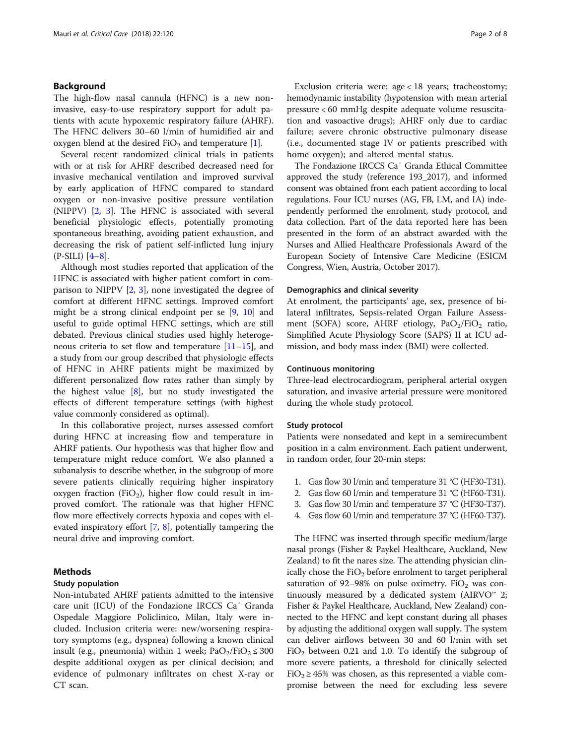## Background

The high-flow nasal cannula (HFNC) is a new non-invasive, easy-to-use respiratory support for adult patients with acute hypoxemic respiratory failure (AHRF). The HFNC delivers 30–60 l/min of humidified air and oxygen blend at the desired $FiO_2$ and temperature [1].

Several recent randomized clinical trials in patients with or at risk for AHRF described decreased need for invasive mechanical ventilation and improved survival by early application of HFNC compared to standard oxygen or non-invasive positive pressure ventilation (NIPPV) [2, 3]. The HFNC is associated with several beneficial physiologic effects, potentially promoting spontaneous breathing, avoiding patient exhaustion, and decreasing the risk of patient self-inflicted lung injury (P-SILI) [4–8].

Although most studies reported that application of the HFNC is associated with higher patient comfort in comparison to NIPPV [2, 3], none investigated the degree of comfort at different HFNC settings. Improved comfort might be a strong clinical endpoint per se [9, 10] and useful to guide optimal HFNC settings, which are still debated. Previous clinical studies used highly heterogeneous criteria to set flow and temperature [11–15], and a study from our group described that physiologic effects of HFNC in AHRF patients might be maximized by different personalized flow rates rather than simply by the highest value [8], but no study investigated the effects of different temperature settings (with highest value commonly considered as optimal).

In this collaborative project, nurses assessed comfort during HFNC at increasing flow and temperature in AHRF patients. Our hypothesis was that higher flow and temperature might reduce comfort. We also planned a subanalysis to describe whether, in the subgroup of more severe patients clinically requiring higher inspiratory oxygen fraction ($FiO_2$), higher flow could result in improved comfort. The rationale was that higher HFNC flow more effectively corrects hypoxia and copes with elevated inspiratory effort [7, 8], potentially tampering the neural drive and improving comfort.

## Methods

### Study population

Non-intubated AHRF patients admitted to the intensive care unit (ICU) of the Fondazione IRCCS Ca′ Granda Ospedale Maggiore Policlinico, Milan, Italy were included. Inclusion criteria were: new/worsening respiratory symptoms (e.g., dyspnea) following a known clinical insult (e.g., pneumonia) within 1 week; $PaO_2/FiO_2 \leq 300$ despite additional oxygen as per clinical decision; and evidence of pulmonary infiltrates on chest X-ray or CT scan.

Exclusion criteria were: age < 18 years; tracheostomy; hemodynamic instability (hypotension with mean arterial pressure < 60 mmHg despite adequate volume resuscitation and vasoactive drugs); AHRF only due to cardiac failure; severe chronic obstructive pulmonary disease (i.e., documented stage IV or patients prescribed with home oxygen); and altered mental status.

The Fondazione IRCCS Ca′ Granda Ethical Committee approved the study (reference 193_2017), and informed consent was obtained from each patient according to local regulations. Four ICU nurses (AG, FB, LM, and IA) independently performed the enrolment, study protocol, and data collection. Part of the data reported here has been presented in the form of an abstract awarded with the Nurses and Allied Healthcare Professionals Award of the European Society of Intensive Care Medicine (ESICM Congress, Wien, Austria, October 2017).

### Demographics and clinical severity

At enrolment, the participants' age, sex, presence of bilateral infiltrates, Sepsis-related Organ Failure Assessment (SOFA) score, AHRF etiology, $PaO_2/FiO_2$ ratio, Simplified Acute Physiology Score (SAPS) II at ICU admission, and body mass index (BMI) were collected.

### Continuous monitoring

Three-lead electrocardiogram, peripheral arterial oxygen saturation, and invasive arterial pressure were monitored during the whole study protocol.

### Study protocol

Patients were nonsedated and kept in a semirecumbent position in a calm environment. Each patient underwent, in random order, four 20-min steps:

1. Gas flow 30 l/min and temperature 31 °C (HF30-T31).
2. Gas flow 60 l/min and temperature 31 °C (HF60-T31).
3. Gas flow 30 l/min and temperature 37 °C (HF30-T37).
4. Gas flow 60 l/min and temperature 37 °C (HF60-T37).

The HFNC was inserted through specific medium/large nasal prongs (Fisher & Paykel Healthcare, Auckland, New Zealand) to fit the nares size. The attending physician clinically chose the $FiO_2$ before enrolment to target peripheral saturation of 92–98% on pulse oximetry. $FiO_2$ was continuously measured by a dedicated system (AIRVO™ 2; Fisher & Paykel Healthcare, Auckland, New Zealand) connected to the HFNC and kept constant during all phases by adjusting the additional oxygen wall supply. The system can deliver airflows between 30 and 60 l/min with set $FiO_2$ between 0.21 and 1.0. To identify the subgroup of more severe patients, a threshold for clinically selected $FiO_2 \geq 45\%$ was chosen, as this represented a viable compromise between the need for excluding less severe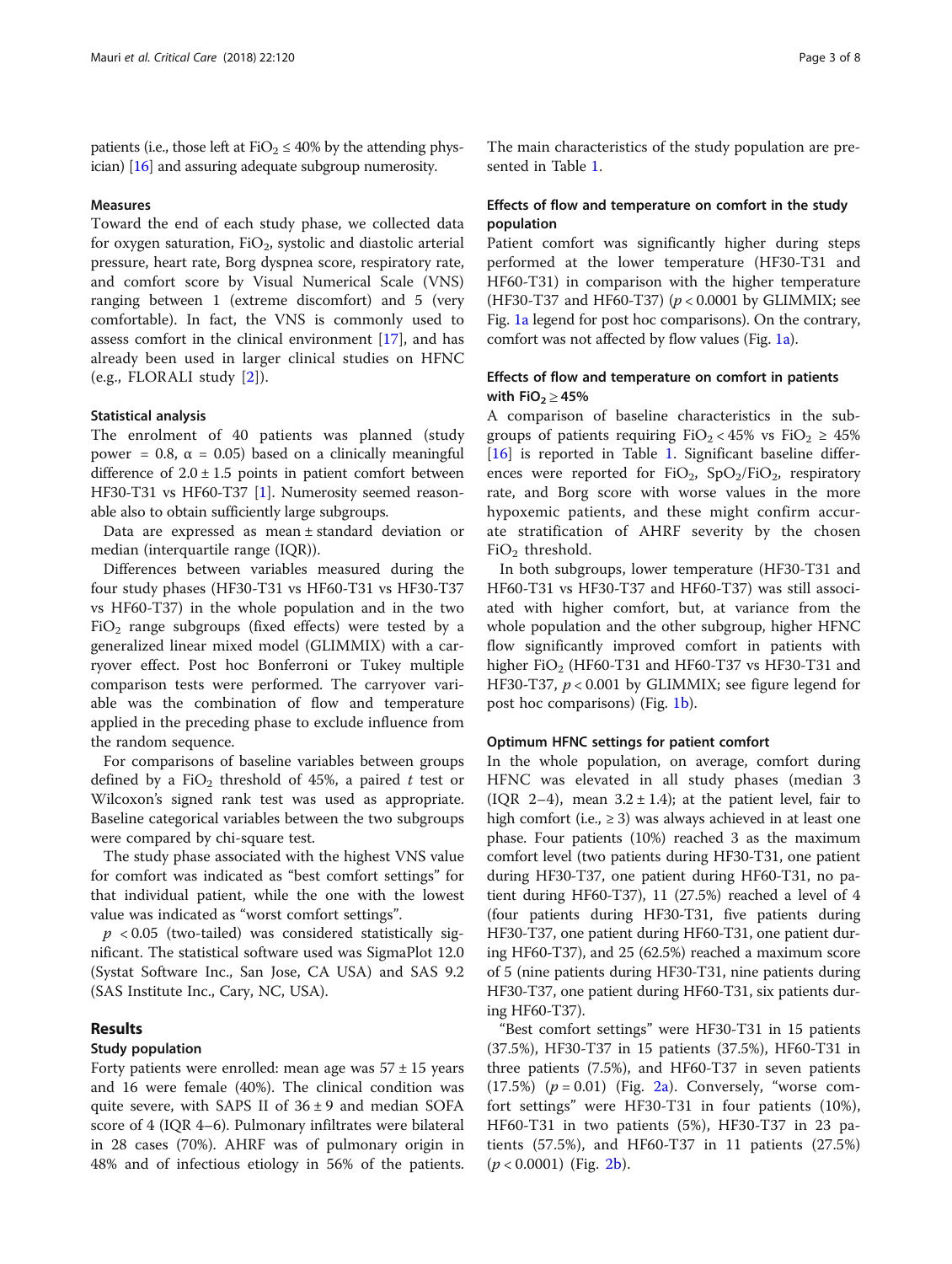patients (i.e., those left at $FiO_2 \leq 40\%$ by the attending physician) [16] and assuring adequate subgroup numerosity.

### Measures

Toward the end of each study phase, we collected data for oxygen saturation, $FiO_2$, systolic and diastolic arterial pressure, heart rate, Borg dyspnea score, respiratory rate, and comfort score by Visual Numerical Scale (VNS) ranging between 1 (extreme discomfort) and 5 (very comfortable). In fact, the VNS is commonly used to assess comfort in the clinical environment [17], and has already been used in larger clinical studies on HFNC (e.g., FLORALI study [2]).

### Statistical analysis

The enrolment of 40 patients was planned (study power = 0.8, $\alpha = 0.05$) based on a clinically meaningful difference of $2.0 \pm 1.5$ points in patient comfort between HF30-T31 vs HF60-T37 [1]. Numerosity seemed reasonable also to obtain sufficiently large subgroups.

Data are expressed as mean ± standard deviation or median (interquartile range (IQR)).

Differences between variables measured during the four study phases (HF30-T31 vs HF60-T31 vs HF30-T37 vs HF60-T37) in the whole population and in the two $FiO_2$ range subgroups (fixed effects) were tested by a generalized linear mixed model (GLIMMIX) with a carryover effect. Post hoc Bonferroni or Tukey multiple comparison tests were performed. The carryover variable was the combination of flow and temperature applied in the preceding phase to exclude influence from the random sequence.

For comparisons of baseline variables between groups defined by a $FiO_2$ threshold of 45%, a paired $t$ test or Wilcoxon's signed rank test was used as appropriate. Baseline categorical variables between the two subgroups were compared by chi-square test.

The study phase associated with the highest VNS value for comfort was indicated as "best comfort settings" for that individual patient, while the one with the lowest value was indicated as "worst comfort settings".

$p < 0.05$ (two-tailed) was considered statistically significant. The statistical software used was SigmaPlot 12.0 (Systat Software Inc., San Jose, CA USA) and SAS 9.2 (SAS Institute Inc., Cary, NC, USA).

## Results

### Study population

Forty patients were enrolled: mean age was $57 \pm 15$ years and 16 were female (40%). The clinical condition was quite severe, with SAPS II of $36 \pm 9$ and median SOFA score of 4 (IQR 4–6). Pulmonary infiltrates were bilateral in 28 cases (70%). AHRF was of pulmonary origin in 48% and of infectious etiology in 56% of the patients. The main characteristics of the study population are presented in Table 1.

### Effects of flow and temperature on comfort in the study population

Patient comfort was significantly higher during steps performed at the lower temperature (HF30-T31 and HF60-T31) in comparison with the higher temperature (HF30-T37 and HF60-T37) ($p < 0.0001$ by GLIMMIX; see Fig. 1a legend for post hoc comparisons). On the contrary, comfort was not affected by flow values (Fig. 1a).

### Effects of flow and temperature on comfort in patients with $FiO_2 \geq 45\%$

A comparison of baseline characteristics in the subgroups of patients requiring $FiO_2 < 45\%$ vs $FiO_2 \geq 45\%$ [16] is reported in Table 1. Significant baseline differences were reported for $FiO_2$, $SpO_2/FiO_2$, respiratory rate, and Borg score with worse values in the more hypoxemic patients, and these might confirm accurate stratification of AHRF severity by the chosen $FiO_2$ threshold.

In both subgroups, lower temperature (HF30-T31 and HF60-T31 vs HF30-T37 and HF60-T37) was still associated with higher comfort, but, at variance from the whole population and the other subgroup, higher HFNC flow significantly improved comfort in patients with higher $FiO_2$ (HF60-T31 and HF60-T37 vs HF30-T31 and HF30-T37, $p < 0.001$ by GLIMMIX; see figure legend for post hoc comparisons) (Fig. 1b).

### Optimum HFNC settings for patient comfort

In the whole population, on average, comfort during HFNC was elevated in all study phases (median 3 (IQR 2–4), mean $3.2 \pm 1.4$); at the patient level, fair to high comfort (i.e., ≥ 3) was always achieved in at least one phase. Four patients (10%) reached 3 as the maximum comfort level (two patients during HF30-T31, one patient during HF30-T37, one patient during HF60-T31, no patient during HF60-T37), 11 (27.5%) reached a level of 4 (four patients during HF30-T31, five patients during HF30-T37, one patient during HF60-T31, one patient during HF60-T37), and 25 (62.5%) reached a maximum score of 5 (nine patients during HF30-T31, nine patients during HF30-T37, one patient during HF60-T31, six patients during HF60-T37).

"Best comfort settings" were HF30-T31 in 15 patients (37.5%), HF30-T37 in 15 patients (37.5%), HF60-T31 in three patients (7.5%), and HF60-T37 in seven patients (17.5%) ($p = 0.01$) (Fig. 2a). Conversely, "worse comfort settings" were HF30-T31 in four patients (10%), HF60-T31 in two patients (5%), HF30-T37 in 23 patients (57.5%), and HF60-T37 in 11 patients (27.5%) ($p < 0.0001$) (Fig. 2b).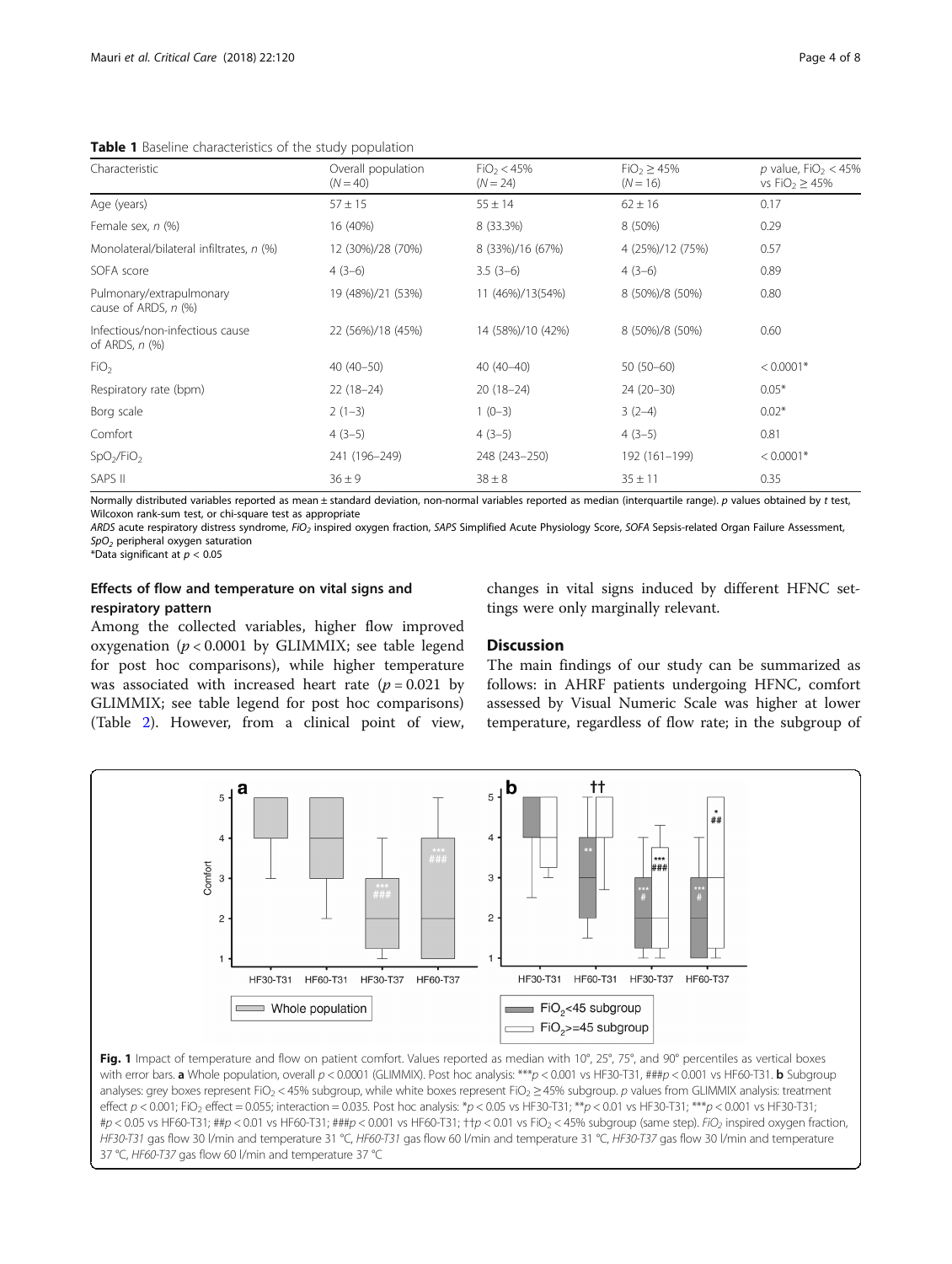**Table 1** Baseline characteristics of the study population

| Characteristic | Overall population ($N = 40$) | $FiO_2 < 45\%$ ($N = 24$) | $FiO_2 \geq 45\%$ ($N = 16$) | p value, $FiO_2 < 45\%$ vs $FiO_2 \geq 45\%$ |
|---|---|---|---|---|
| Age (years) | 57 ± 15 | 55 ± 14 | 62 ± 16 | 0.17 |
| Female sex, n (%) | 16 (40%) | 8 (33.3%) | 8 (50%) | 0.29 |
| Monolateral/bilateral infiltrates, n (%) | 12 (30%)/28 (70%) | 8 (33%)/16 (67%) | 4 (25%)/12 (75%) | 0.57 |
| SOFA score | 4 (3–6) | 3.5 (3–6) | 4 (3–6) | 0.89 |
| Pulmonary/extrapulmonary cause of ARDS, n (%) | 19 (48%)/21 (53%) | 11 (46%)/13(54%) | 8 (50%)/8 (50%) | 0.80 |
| Infectious/non-infectious cause of ARDS, n (%) | 22 (56%)/18 (45%) | 14 (58%)/10 (42%) | 8 (50%)/8 (50%) | 0.60 |
| $FiO_2$ | 40 (40–50) | 40 (40–40) | 50 (50–60) | < 0.0001* |
| Respiratory rate (bpm) | 22 (18–24) | 20 (18–24) | 24 (20–30) | 0.05* |
| Borg scale | 2 (1–3) | 1 (0–3) | 3 (2–4) | 0.02* |
| Comfort | 4 (3–5) | 4 (3–5) | 4 (3–5) | 0.81 |
| $SpO_2/FiO_2$ | 241 (196–249) | 248 (243–250) | 192 (161–199) | < 0.0001* |
| SAPS II | 36 ± 9 | 38 ± 8 | 35 ± 11 | 0.35 |

Normally distributed variables reported as mean ± standard deviation, non-normal variables reported as median (interquartile range). p values obtained by t test, Wilcoxon rank-sum test, or chi-square test as appropriate

*ARDS* acute respiratory distress syndrome, *$FiO_2$* inspired oxygen fraction, *SAPS* Simplified Acute Physiology Score, *SOFA* Sepsis-related Organ Failure Assessment, *$SpO_2$* peripheral oxygen saturation

*Data significant at $p < 0.05$

### Effects of flow and temperature on vital signs and respiratory pattern

Among the collected variables, higher flow improved oxygenation ($p < 0.0001$ by GLIMMIX; see table legend for post hoc comparisons), while higher temperature was associated with increased heart rate ($p = 0.021$ by GLIMMIX; see table legend for post hoc comparisons) (Table 2). However, from a clinical point of view, changes in vital signs induced by different HFNC settings were only marginally relevant.

## Discussion

The main findings of our study can be summarized as follows: in AHRF patients undergoing HFNC, comfort assessed by Visual Numeric Scale was higher at lower temperature, regardless of flow rate; in the subgroup of

**Fig. 1** Impact of temperature and flow on patient comfort. Values reported as median with 10°, 25°, 75°, and 90° percentiles as vertical boxes with error bars. **a** Whole population, overall $p < 0.0001$ (GLIMMIX). Post hoc analysis: ***$p < 0.001$ vs HF30-T31, ###$p < 0.001$ vs HF60-T31. **b** Subgroup analyses: grey boxes represent $FiO_2 < 45\%$ subgroup, while white boxes represent $FiO_2 \geq 45\%$ subgroup. p values from GLIMMIX analysis: treatment effect $p < 0.001$; $FiO_2$ effect = 0.055; interaction = 0.035. Post hoc analysis: *$p < 0.05$ vs HF30-T31; **$p < 0.01$ vs HF30-T31; ***$p < 0.001$ vs HF30-T31; #$p < 0.05$ vs HF60-T31; ##$p < 0.01$ vs HF60-T31; ###$p < 0.001$ vs HF60-T31; ††$p < 0.01$ vs $FiO_2 < 45\%$ subgroup (same step). *$FiO_2$* inspired oxygen fraction, *HF30-T31* gas flow 30 l/min and temperature 31 °C, *HF60-T31* gas flow 60 l/min and temperature 31 °C, *HF30-T37* gas flow 30 l/min and temperature 37 °C, *HF60-T37* gas flow 60 l/min and temperature 37 °C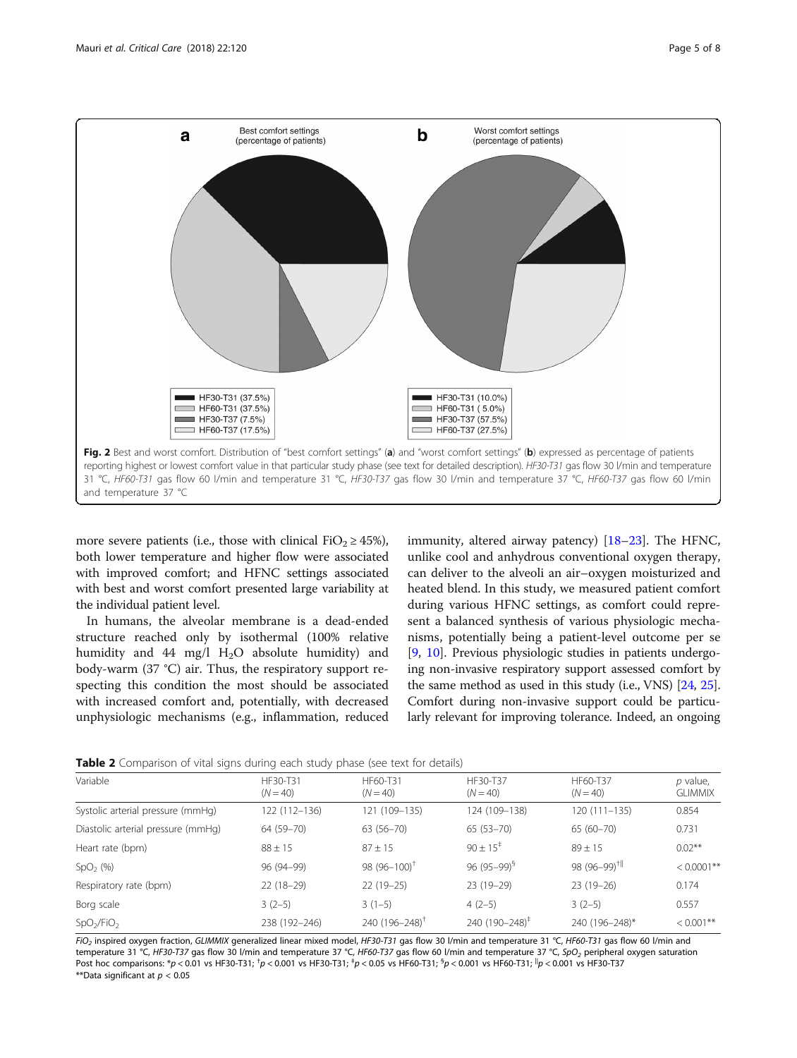Fig. 2 Best and worst comfort. Distribution of "best comfort settings" (**a**) and "worst comfort settings" (**b**) expressed as percentage of patients reporting highest or lowest comfort value in that particular study phase (see text for detailed description). *HF30-T31* gas flow 30 l/min and temperature 31 °C, *HF60-T31* gas flow 60 l/min and temperature 31 °C, *HF30-T37* gas flow 30 l/min and temperature 37 °C, *HF60-T37* gas flow 60 l/min and temperature 37 °C

more severe patients (i.e., those with clinical $FiO_2 \geq 45\%$), both lower temperature and higher flow were associated with improved comfort; and HFNC settings associated with best and worst comfort presented large variability at the individual patient level.

In humans, the alveolar membrane is a dead-ended structure reached only by isothermal (100% relative humidity and 44 mg/l $H_2O$ absolute humidity) and body-warm (37 °C) air. Thus, the respiratory support respecting this condition the most should be associated with increased comfort and, potentially, with decreased unphysiologic mechanisms (e.g., inflammation, reduced immunity, altered airway patency) [18–23]. The HFNC, unlike cool and anhydrous conventional oxygen therapy, can deliver to the alveoli an air–oxygen moisturized and heated blend. In this study, we measured patient comfort during various HFNC settings, as comfort could represent a balanced synthesis of various physiologic mechanisms, potentially being a patient-level outcome per se [9, 10]. Previous physiologic studies in patients undergoing non-invasive respiratory support assessed comfort by the same method as used in this study (i.e., VNS) [24, 25]. Comfort during non-invasive support could be particularly relevant for improving tolerance. Indeed, an ongoing

**Table 2** Comparison of vital signs during each study phase (see text for details)

| Variable | HF30-T31 (N = 40) | HF60-T31 (N = 40) | HF30-T37 (N = 40) | HF60-T37 (N = 40) | p value, GLIMMIX |
|---|---|---|---|---|---|
| Systolic arterial pressure (mmHg) | 122 (112–136) | 121 (109–135) | 124 (109–138) | 120 (111–135) | 0.854 |
| Diastolic arterial pressure (mmHg) | 64 (59–70) | 63 (56–70) | 65 (53–70) | 65 (60–70) | 0.731 |
| Heart rate (bpm) | 88 ± 15 | 87 ± 15 | 90 ± 15[‡] | 89 ± 15 | 0.02** |
| $SpO_2$ (%) | 96 (94–99) | 98 (96–100)[†] | 96 (95–99)[§] | 98 (96–99)[†‖] | < 0.0001** |
| Respiratory rate (bpm) | 22 (18–29) | 22 (19–25) | 23 (19–29) | 23 (19–26) | 0.174 |
| Borg scale | 3 (2–5) | 3 (1–5) | 4 (2–5) | 3 (2–5) | 0.557 |
| $SpO_2/FiO_2$ | 238 (192–246) | 240 (196–248)[†] | 240 (190–248)[‡] | 240 (196–248)* | < 0.001** |

*$FiO_2$* inspired oxygen fraction, *GLIMMIX* generalized linear mixed model, *HF30-T31* gas flow 30 l/min and temperature 31 °C, *HF60-T31* gas flow 60 l/min and temperature 31 °C, *HF30-T37* gas flow 30 l/min and temperature 37 °C, *HF60-T37* gas flow 60 l/min and temperature 37 °C, *$SpO_2$* peripheral oxygen saturation
Post hoc comparisons: *$p < 0.01$ vs HF30-T31; [†]$p < 0.001$ vs HF30-T31; [‡]$p < 0.05$ vs HF60-T31; [§]$p < 0.001$ vs HF60-T31; [‖]$p < 0.001$ vs HF30-T37
**Data significant at $p < 0.05$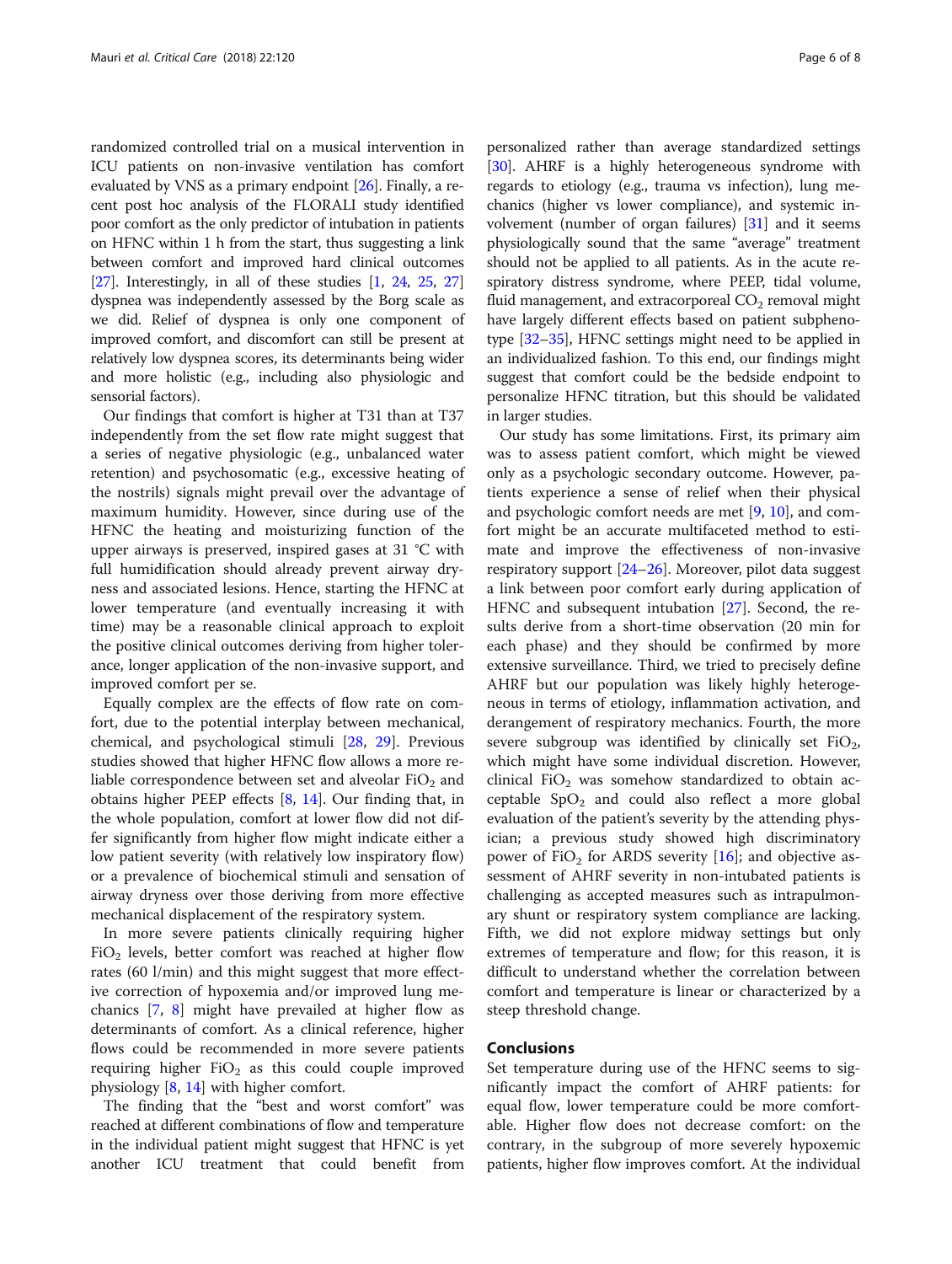randomized controlled trial on a musical intervention in ICU patients on non-invasive ventilation has comfort evaluated by VNS as a primary endpoint [26]. Finally, a recent post hoc analysis of the FLORALI study identified poor comfort as the only predictor of intubation in patients on HFNC within 1 h from the start, thus suggesting a link between comfort and improved hard clinical outcomes [27]. Interestingly, in all of these studies [1, 24, 25, 27] dyspnea was independently assessed by the Borg scale as we did. Relief of dyspnea is only one component of improved comfort, and discomfort can still be present at relatively low dyspnea scores, its determinants being wider and more holistic (e.g., including also physiologic and sensorial factors).

Our findings that comfort is higher at T31 than at T37 independently from the set flow rate might suggest that a series of negative physiologic (e.g., unbalanced water retention) and psychosomatic (e.g., excessive heating of the nostrils) signals might prevail over the advantage of maximum humidity. However, since during use of the HFNC the heating and moisturizing function of the upper airways is preserved, inspired gases at 31 °C with full humidification should already prevent airway dryness and associated lesions. Hence, starting the HFNC at lower temperature (and eventually increasing it with time) may be a reasonable clinical approach to exploit the positive clinical outcomes deriving from higher tolerance, longer application of the non-invasive support, and improved comfort per se.

Equally complex are the effects of flow rate on comfort, due to the potential interplay between mechanical, chemical, and psychological stimuli [28, 29]. Previous studies showed that higher HFNC flow allows a more reliable correspondence between set and alveolar $FiO_2$ and obtains higher PEEP effects [8, 14]. Our finding that, in the whole population, comfort at lower flow did not differ significantly from higher flow might indicate either a low patient severity (with relatively low inspiratory flow) or a prevalence of biochemical stimuli and sensation of airway dryness over those deriving from more effective mechanical displacement of the respiratory system.

In more severe patients clinically requiring higher $FiO_2$ levels, better comfort was reached at higher flow rates (60 l/min) and this might suggest that more effective correction of hypoxemia and/or improved lung mechanics [7, 8] might have prevailed at higher flow as determinants of comfort. As a clinical reference, higher flows could be recommended in more severe patients requiring higher $FiO_2$ as this could couple improved physiology [8, 14] with higher comfort.

The finding that the "best and worst comfort" was reached at different combinations of flow and temperature in the individual patient might suggest that HFNC is yet another ICU treatment that could benefit from personalized rather than average standardized settings [30]. AHRF is a highly heterogeneous syndrome with regards to etiology (e.g., trauma vs infection), lung mechanics (higher vs lower compliance), and systemic involvement (number of organ failures) [31] and it seems physiologically sound that the same "average" treatment should not be applied to all patients. As in the acute respiratory distress syndrome, where PEEP, tidal volume, fluid management, and extracorporeal $CO_2$ removal might have largely different effects based on patient subphenotype [32–35], HFNC settings might need to be applied in an individualized fashion. To this end, our findings might suggest that comfort could be the bedside endpoint to personalize HFNC titration, but this should be validated in larger studies.

Our study has some limitations. First, its primary aim was to assess patient comfort, which might be viewed only as a psychologic secondary outcome. However, patients experience a sense of relief when their physical and psychologic comfort needs are met [9, 10], and comfort might be an accurate multifaceted method to estimate and improve the effectiveness of non-invasive respiratory support [24–26]. Moreover, pilot data suggest a link between poor comfort early during application of HFNC and subsequent intubation [27]. Second, the results derive from a short-time observation (20 min for each phase) and they should be confirmed by more extensive surveillance. Third, we tried to precisely define AHRF but our population was likely highly heterogeneous in terms of etiology, inflammation activation, and derangement of respiratory mechanics. Fourth, the more severe subgroup was identified by clinically set $FiO_2$, which might have some individual discretion. However, clinical $FiO_2$ was somehow standardized to obtain acceptable $SpO_2$ and could also reflect a more global evaluation of the patient's severity by the attending physician; a previous study showed high discriminatory power of $FiO_2$ for ARDS severity [16]; and objective assessment of AHRF severity in non-intubated patients is challenging as accepted measures such as intrapulmonary shunt or respiratory system compliance are lacking. Fifth, we did not explore midway settings but only extremes of temperature and flow; for this reason, it is difficult to understand whether the correlation between comfort and temperature is linear or characterized by a steep threshold change.

## Conclusions

Set temperature during use of the HFNC seems to significantly impact the comfort of AHRF patients: for equal flow, lower temperature could be more comfortable. Higher flow does not decrease comfort: on the contrary, in the subgroup of more severely hypoxemic patients, higher flow improves comfort. At the individual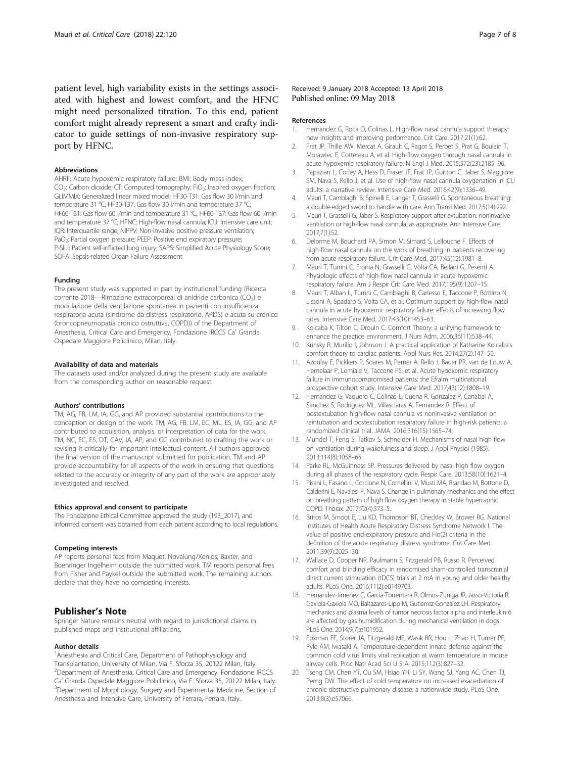patient level, high variability exists in the settings associated with highest and lowest comfort, and the HFNC might need personalized titration. To this end, patient comfort might already represent a smart and crafty indicator to guide settings of non-invasive respiratory support by HFNC.

#### Abbreviations

AHRF: Acute hypoxemic respiratory failure; BMI: Body mass index; $CO_2$: Carbon dioxide; CT: Computed tomography; $FiO_2$: Inspired oxygen fraction; GLIMMIX: Generalized linear mixed model; HF30-T31: Gas flow 30 l/min and temperature 31 °C; HF30-T37: Gas flow 30 l/min and temperature 37 °C; HF60-T31: Gas flow 60 l/min and temperature 31 °C; HF60-T37: Gas flow 60 l/min and temperature 37 °C; HFNC: High-flow nasal cannula; ICU: Intensive care unit; IQR: Interquartile range; NIPPV: Non-invasive positive pressure ventilation; $PaO_2$: Partial oxygen pressure; PEEP: Positive end expiratory pressure; P-SILI: Patient self-inflicted lung injury; SAPS: Simplified Acute Physiology Score; SOFA: Sepsis-related Organ Failure Assessment

#### Funding

The present study was supported in part by institutional funding (Ricerca corrente 2018—Rimozione extracorporeal di anidride carbonica ($CO_2$) e modulazione della ventilazione spontanea in pazienti con insufficienza respiratoria acuta (sindrome da distress respiratorio, ARDS) e acuta su cronico (broncopneumopatia cronico ostruttiva, COPD)) of the Department of Anesthesia, Critical Care and Emergency, Fondazione IRCCS Ca' Granda Ospedale Maggiore Policlinico, Milan, Italy.

#### Availability of data and materials

The datasets used and/or analyzed during the present study are available from the corresponding author on reasonable request.

#### Authors' contributions

TM, AG, FB, LM, IA, GG, and AP provided substantial contributions to the conception or design of the work. TM, AG, FB, LM, EC, ML, ES, IA, GG, and AP contributed to acquisition, analysis, or interpretation of data for the work. TM, NC, EC, ES, DT, CAV, IA, AP, and GG contributed to drafting the work or revising it critically for important intellectual content. All authors approved the final version of the manuscript submitted for publication. TM and AP provide accountability for all aspects of the work in ensuring that questions related to the accuracy or integrity of any part of the work are appropriately investigated and resolved.

#### Ethics approval and consent to participate

The Fondazione Ethical Committee approved the study (193_2017), and informed consent was obtained from each patient according to local regulations.

#### Competing interests

AP reports personal fees from Maquet, Novalung/Xenios, Baxter, and Boehringer Ingelheim outside the submitted work. TM reports personal fees from Fisher and Paykel outside the submitted work. The remaining authors declare that they have no competing interests.

## Publisher's Note

Springer Nature remains neutral with regard to jurisdictional claims in published maps and institutional affiliations.

#### Author details

[1]Anesthesia and Critical Care, Department of Pathophysiology and Transplantation, University of Milan, Via F. Sforza 35, 20122 Milan, Italy. [2]Department of Anesthesia, Critical Care and Emergency, Fondazione IRCCS Ca' Granda Ospedale Maggiore Policlinico, Via F. Sforza 35, 20122 Milan, Italy. [3]Department of Morphology, Surgery and Experimental Medicine, Section of Anesthesia and Intensive Care, University of Ferrara, Ferrara, Italy.

Received: 9 January 2018 Accepted: 13 April 2018
Published online: 09 May 2018

#### References

1. Hernandez G, Roca O, Colinas L. High-flow nasal cannula support therapy: new insights and improving performance. Crit Care. 2017;21(1):62.
2. Frat JP, Thille AW, Mercat A, Girault C, Ragot S, Perbet S, Prat G, Boulain T, Morawiec E, Cottereau A, et al. High-flow oxygen through nasal cannula in acute hypoxemic respiratory failure. N Engl J Med. 2015;372(23):2185–96.
3. Papazian L, Corley A, Hess D, Fraser JF, Frat JP, Guitton C, Jaber S, Maggiore SM, Nava S, Rello J, et al. Use of high-flow nasal cannula oxygenation in ICU adults: a narrative review. Intensive Care Med. 2016;42(9):1336–49.
4. Mauri T, Cambiaghi B, Spinelli E, Langer T, Grasselli G. Spontaneous breathing: a double-edged sword to handle with care. Ann Transl Med. 2017;5(14):292.
5. Mauri T, Grasselli G, Jaber S. Respiratory support after extubation: noninvasive ventilation or high-flow nasal cannula, as appropriate. Ann Intensive Care. 2017;7(1):52.
6. Delorme M, Bouchard PA, Simon M, Simard S, Lellouche F. Effects of high-flow nasal cannula on the work of breathing in patients recovering from acute respiratory failure. Crit Care Med. 2017;45(12):1981–8.
7. Mauri T, Turrini C, Eronia N, Grasselli G, Volta CA, Bellani G, Pesenti A. Physiologic effects of high-flow nasal cannula in acute hypoxemic respiratory failure. Am J Respir Crit Care Med. 2017;195(9):1207–15.
8. Mauri T, Alban L, Turrini C, Cambiaghi B, Carlesso E, Taccone P, Bottino N, Lissoni A, Spadaro S, Volta CA, et al. Optimum support by high-flow nasal cannula in acute hypoxemic respiratory failure: effects of increasing flow rates. Intensive Care Med. 2017;43(10):1453–63.
9. Kolcaba K, Tilton C, Drouin C. Comfort Theory: a unifying framework to enhance the practice environment. J Nurs Adm. 2006;36(11):538–44.
10. Krinsky R, Murillo I, Johnson J. A practical application of Katharine Kolcaba's comfort theory to cardiac patients. Appl Nurs Res. 2014;27(2):147–50.
11. Azoulay E, Pickkers P, Soares M, Perner A, Rello J, Bauer PR, van de Louw A, Hemelaar P, Lemiale V, Taccone FS, et al. Acute hypoxemic respiratory failure in immunocompromised patients: the Efraim multinational prospective cohort study. Intensive Care Med. 2017;43(12):1808–19.
12. Hernandez G, Vaquero C, Colinas L, Cuena R, Gonzalez P, Canabal A, Sanchez S, Rodriguez ML, Villasclaras A, Fernandez R. Effect of postextubation high-flow nasal cannula vs noninvasive ventilation on reintubation and postextubation respiratory failure in high-risk patients: a randomized clinical trial. JAMA. 2016;316(15):1565–74.
13. Mundel T, Feng S, Tatkov S, Schneider H. Mechanisms of nasal high flow on ventilation during wakefulness and sleep. J Appl Physiol (1985). 2013;114(8):1058–65.
14. Parke RL, McGuinness SP. Pressures delivered by nasal high flow oxygen during all phases of the respiratory cycle. Respir Care. 2013;58(10):1621–4.
15. Pisani L, Fasano L, Corcione N, Comellini V, Musti MA, Brandao M, Bottone D, Calderini E, Navalesi P, Nava S. Change in pulmonary mechanics and the effect on breathing pattern of high flow oxygen therapy in stable hypercapnic COPD. Thorax. 2017;72(4):373–5.
16. Britos M, Smoot E, Liu KD, Thompson BT, Checkley W, Brower RG. National Institutes of Health Acute Respiratory Distress Syndrome Network I. The value of positive end-expiratory pressure and Fio(2) criteria in the definition of the acute respiratory distress syndrome. Crit Care Med. 2011;39(9):2025–30.
17. Wallace D, Cooper NR, Paulmann S, Fitzgerald PB, Russo R. Perceived comfort and blinding efficacy in randomised sham-controlled transcranial direct current stimulation (tDCS) trials at 2 mA in young and older healthy adults. PLoS One. 2016;11(2):e0149703.
18. Hernandez-Jimenez C, Garcia-Torrentera R, Olmos-Zuniga JR, Jasso-Victoria R, Gaxiola-Gaxiola MO, Baltazares-Lipp M, Gutierrez-Gonzalez LH. Respiratory mechanics and plasma levels of tumor necrosis factor alpha and interleukin 6 are affected by gas humidification during mechanical ventilation in dogs. PLoS One. 2014;9(7):e101952.
19. Foxman EF, Storer JA, Fitzgerald ME, Wasik BR, Hou L, Zhao H, Turner PE, Pyle AM, Iwasaki A. Temperature-dependent innate defense against the common cold virus limits viral replication at warm temperature in mouse airway cells. Proc Natl Acad Sci U S A. 2015;112(3):827–32.
20. Tseng CM, Chen YT, Ou SM, Hsiao YH, Li SY, Wang SJ, Yang AC, Chen TJ, Perng DW. The effect of cold temperature on increased exacerbation of chronic obstructive pulmonary disease: a nationwide study. PLoS One. 2013;8(3):e57066.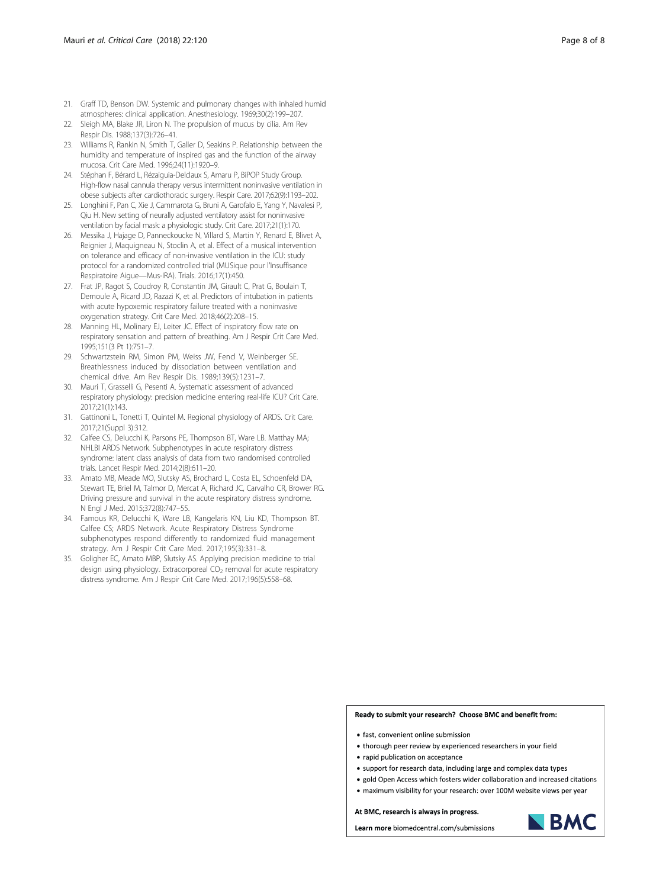21. Graff TD, Benson DW. Systemic and pulmonary changes with inhaled humid atmospheres: clinical application. Anesthesiology. 1969;30(2):199–207.
22. Sleigh MA, Blake JR, Liron N. The propulsion of mucus by cilia. Am Rev Respir Dis. 1988;137(3):726–41.
23. Williams R, Rankin N, Smith T, Galler D, Seakins P. Relationship between the humidity and temperature of inspired gas and the function of the airway mucosa. Crit Care Med. 1996;24(11):1920–9.
24. Stéphan F, Bérard L, Rézaiguia-Delclaux S, Amaru P, BiPOP Study Group. High-flow nasal cannula therapy versus intermittent noninvasive ventilation in obese subjects after cardiothoracic surgery. Respir Care. 2017;62(9):1193–202.
25. Longhini F, Pan C, Xie J, Cammarota G, Bruni A, Garofalo E, Yang Y, Navalesi P, Qiu H. New setting of neurally adjusted ventilatory assist for noninvasive ventilation by facial mask: a physiologic study. Crit Care. 2017;21(1):170.
26. Messika J, Hajage D, Panneckoucke N, Villard S, Martin Y, Renard E, Blivet A, Reignier J, Maquigneau N, Stoclin A, et al. Effect of a musical intervention on tolerance and efficacy of non-invasive ventilation in the ICU: study protocol for a randomized controlled trial (MUSique pour l'Insuffisance Respiratoire Aigue—Mus-IRA). Trials. 2016;17(1):450.
27. Frat JP, Ragot S, Coudroy R, Constantin JM, Girault C, Prat G, Boulain T, Demoule A, Ricard JD, Razazi K, et al. Predictors of intubation in patients with acute hypoxemic respiratory failure treated with a noninvasive oxygenation strategy. Crit Care Med. 2018;46(2):208–15.
28. Manning HL, Molinary EJ, Leiter JC. Effect of inspiratory flow rate on respiratory sensation and pattern of breathing. Am J Respir Crit Care Med. 1995;151(3 Pt 1):751–7.
29. Schwartzstein RM, Simon PM, Weiss JW, Fencl V, Weinberger SE. Breathlessness induced by dissociation between ventilation and chemical drive. Am Rev Respir Dis. 1989;139(5):1231–7.
30. Mauri T, Grasselli G, Pesenti A. Systematic assessment of advanced respiratory physiology: precision medicine entering real-life ICU? Crit Care. 2017;21(1):143.
31. Gattinoni L, Tonetti T, Quintel M. Regional physiology of ARDS. Crit Care. 2017;21(Suppl 3):312.
32. Calfee CS, Delucchi K, Parsons PE, Thompson BT, Ware LB. Matthay MA; NHLBI ARDS Network. Subphenotypes in acute respiratory distress syndrome: latent class analysis of data from two randomised controlled trials. Lancet Respir Med. 2014;2(8):611–20.
33. Amato MB, Meade MO, Slutsky AS, Brochard L, Costa EL, Schoenfeld DA, Stewart TE, Briel M, Talmor D, Mercat A, Richard JC, Carvalho CR, Brower RG. Driving pressure and survival in the acute respiratory distress syndrome. N Engl J Med. 2015;372(8):747–55.
34. Famous KR, Delucchi K, Ware LB, Kangelaris KN, Liu KD, Thompson BT. Calfee CS; ARDS Network. Acute Respiratory Distress Syndrome subphenotypes respond differently to randomized fluid management strategy. Am J Respir Crit Care Med. 2017;195(3):331–8.
35. Goligher EC, Amato MBP, Slutsky AS. Applying precision medicine to trial design using physiology. Extracorporeal $CO_2$ removal for acute respiratory distress syndrome. Am J Respir Crit Care Med. 2017;196(5):558–68.

**Ready to submit your research? Choose BMC and benefit from:**

- fast, convenient online submission
- thorough peer review by experienced researchers in your field
- rapid publication on acceptance
- support for research data, including large and complex data types
- gold Open Access which fosters wider collaboration and increased citations
- maximum visibility for your research: over 100M website views per year

**At BMC, research is always in progress.**

**Learn more** biomedcentral.com/submissions

BMC